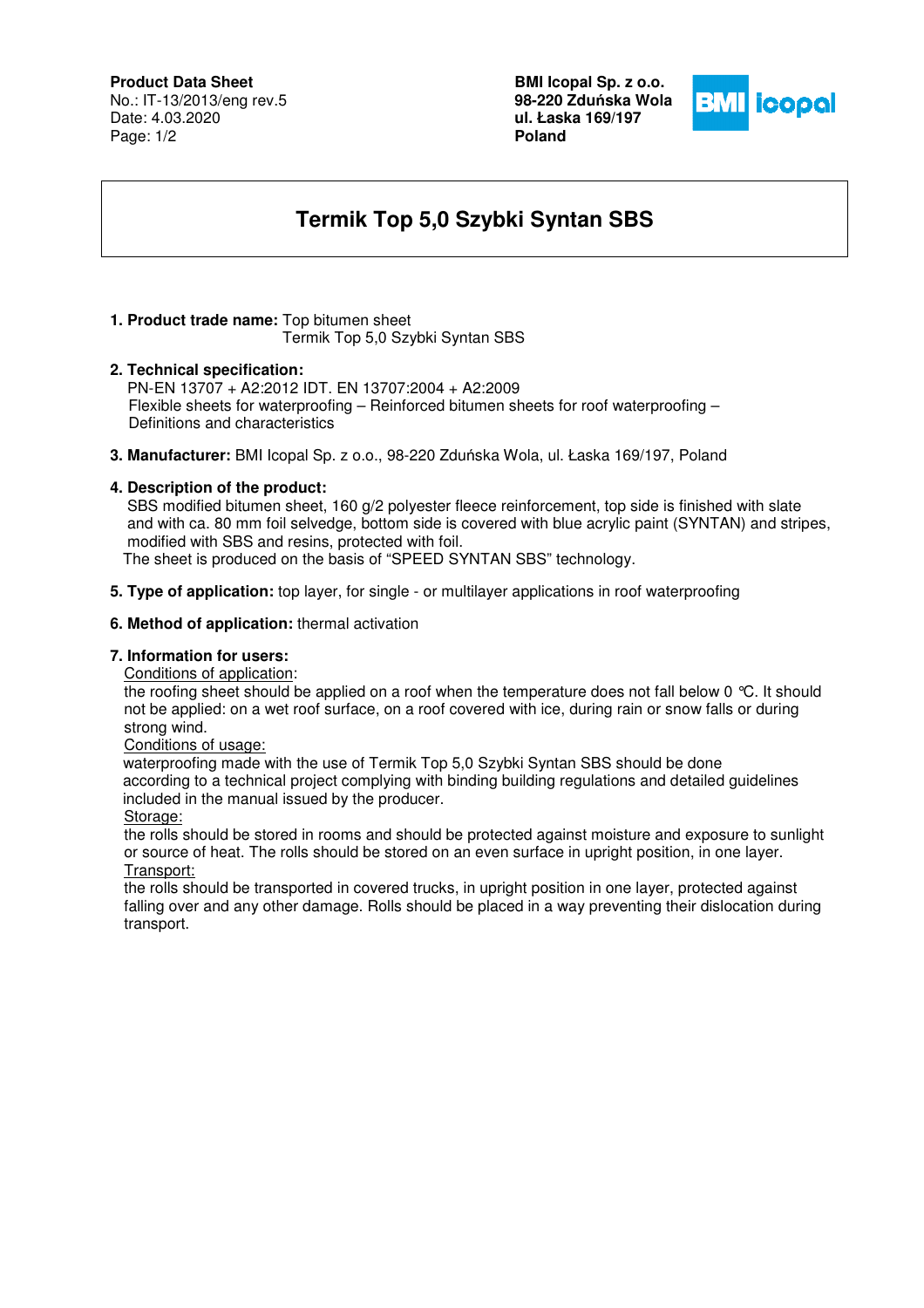**Product Data Sheet**
No.: IT-13/2013/eng rev.5
Date: 4.03.2020

**BMI Icopal Sp. z o.o.**
**98-220 Zduńska Wola**
**ul. Łaska 169/197**
**Poland**

# Termik Top 5,0 Szybki Syntan SBS

1. **Product trade name:** Top bitumen sheet
   Termik Top 5,0 Szybki Syntan SBS

2. **Technical specification:**
   PN-EN 13707 + A2:2012 IDT. EN 13707:2004 + A2:2009
   Flexible sheets for waterproofing – Reinforced bitumen sheets for roof waterproofing – Definitions and characteristics

3. **Manufacturer:** BMI Icopal Sp. z o.o., 98-220 Zduńska Wola, ul. Łaska 169/197, Poland

4. **Description of the product:**
   SBS modified bitumen sheet, 160 g/2 polyester fleece reinforcement, top side is finished with slate and with ca. 80 mm foil selvedge, bottom side is covered with blue acrylic paint (SYNTAN) and stripes, modified with SBS and resins, protected with foil.
   The sheet is produced on the basis of "SPEED SYNTAN SBS" technology.

5. **Type of application:** top layer, for single - or multilayer applications in roof waterproofing

6. **Method of application:** thermal activation

7. **Information for users:**
   Conditions of application:
   the roofing sheet should be applied on a roof when the temperature does not fall below 0 °C. It should not be applied: on a wet roof surface, on a roof covered with ice, during rain or snow falls or during strong wind.
   Conditions of usage:
   waterproofing made with the use of Termik Top 5,0 Szybki Syntan SBS should be done according to a technical project complying with binding building regulations and detailed guidelines included in the manual issued by the producer.
   Storage:
   the rolls should be stored in rooms and should be protected against moisture and exposure to sunlight or source of heat. The rolls should be stored on an even surface in upright position, in one layer.
   Transport:
   the rolls should be transported in covered trucks, in upright position in one layer, protected against falling over and any other damage. Rolls should be placed in a way preventing their dislocation during transport.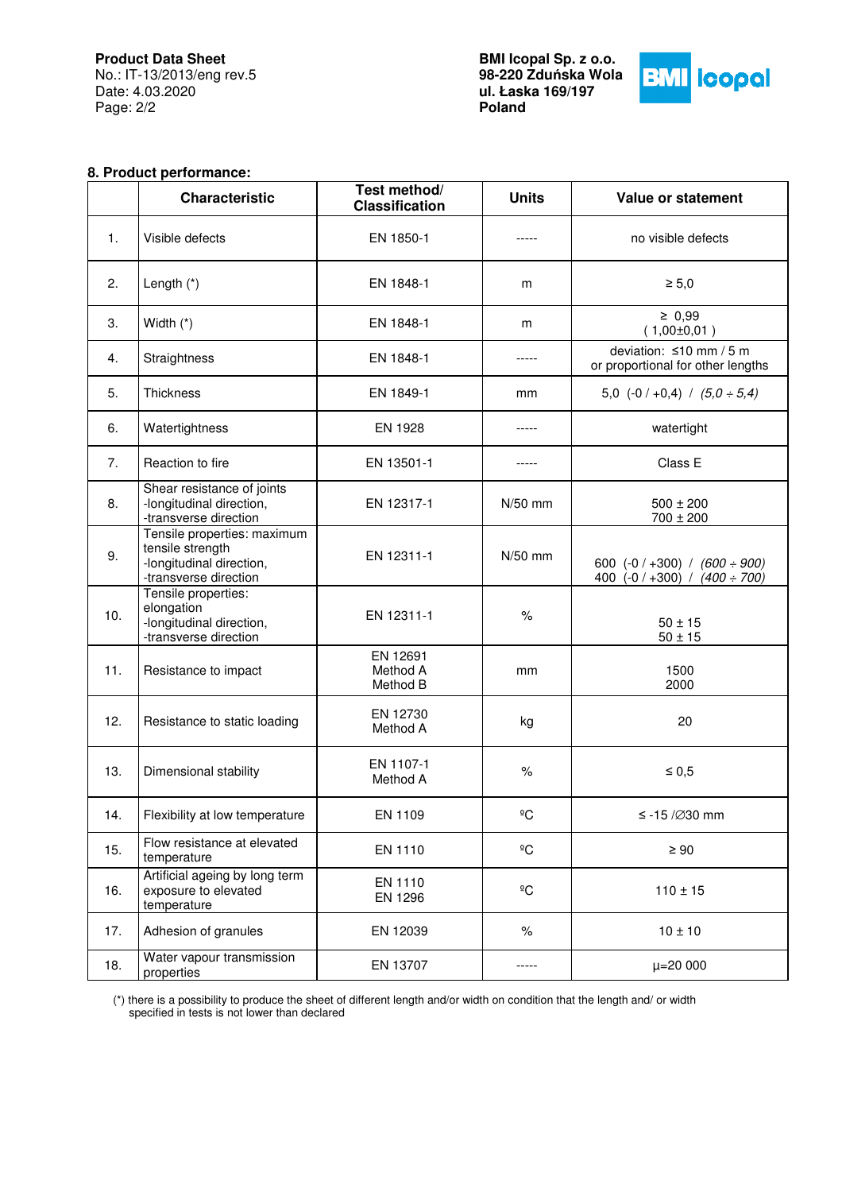## 8. Product performance:

| | Characteristic | Test method/ Classification | Units | Value or statement |
|---|---|---|---|---|
| 1. | Visible defects | EN 1850-1 | ----- | no visible defects |
| 2. | Length (*) | EN 1848-1 | m | ≥ 5,0 |
| 3. | Width (*) | EN 1848-1 | m | ≥ 0,99 ( 1,00±0,01 ) |
| 4. | Straightness | EN 1848-1 | ----- | deviation: ≤10 mm / 5 m or proportional for other lengths |
| 5. | Thickness | EN 1849-1 | mm | 5,0 (-0 / +0,4) / *(5,0 ÷ 5,4)* |
| 6. | Watertightness | EN 1928 | ----- | watertight |
| 7. | Reaction to fire | EN 13501-1 | ----- | Class E |
| 8. | Shear resistance of joints -longitudinal direction, -transverse direction | EN 12317-1 | N/50 mm | 500 ± 200<br>700 ± 200 |
| 9. | Tensile properties: maximum tensile strength -longitudinal direction, -transverse direction | EN 12311-1 | N/50 mm | 600 (-0 / +300) / *(600 ÷ 900)*<br>400 (-0 / +300) / *(400 ÷ 700)* |
| 10. | Tensile properties: elongation -longitudinal direction, -transverse direction | EN 12311-1 | % | 50 ± 15<br>50 ± 15 |
| 11. | Resistance to impact | EN 12691 Method A Method B | mm | 1500<br>2000 |
| 12. | Resistance to static loading | EN 12730 Method A | kg | 20 |
| 13. | Dimensional stability | EN 1107-1 Method A | % | ≤ 0,5 |
| 14. | Flexibility at low temperature | EN 1109 | ºC | ≤ -15 /∅30 mm |
| 15. | Flow resistance at elevated temperature | EN 1110 | ºC | ≥ 90 |
| 16. | Artificial ageing by long term exposure to elevated temperature | EN 1110<br>EN 1296 | ºC | 110 ± 15 |
| 17. | Adhesion of granules | EN 12039 | % | 10 ± 10 |
| 18. | Water vapour transmission properties | EN 13707 | ----- | μ=20 000 |

(*) there is a possibility to produce the sheet of different length and/or width on condition that the length and/ or width specified in tests is not lower than declared